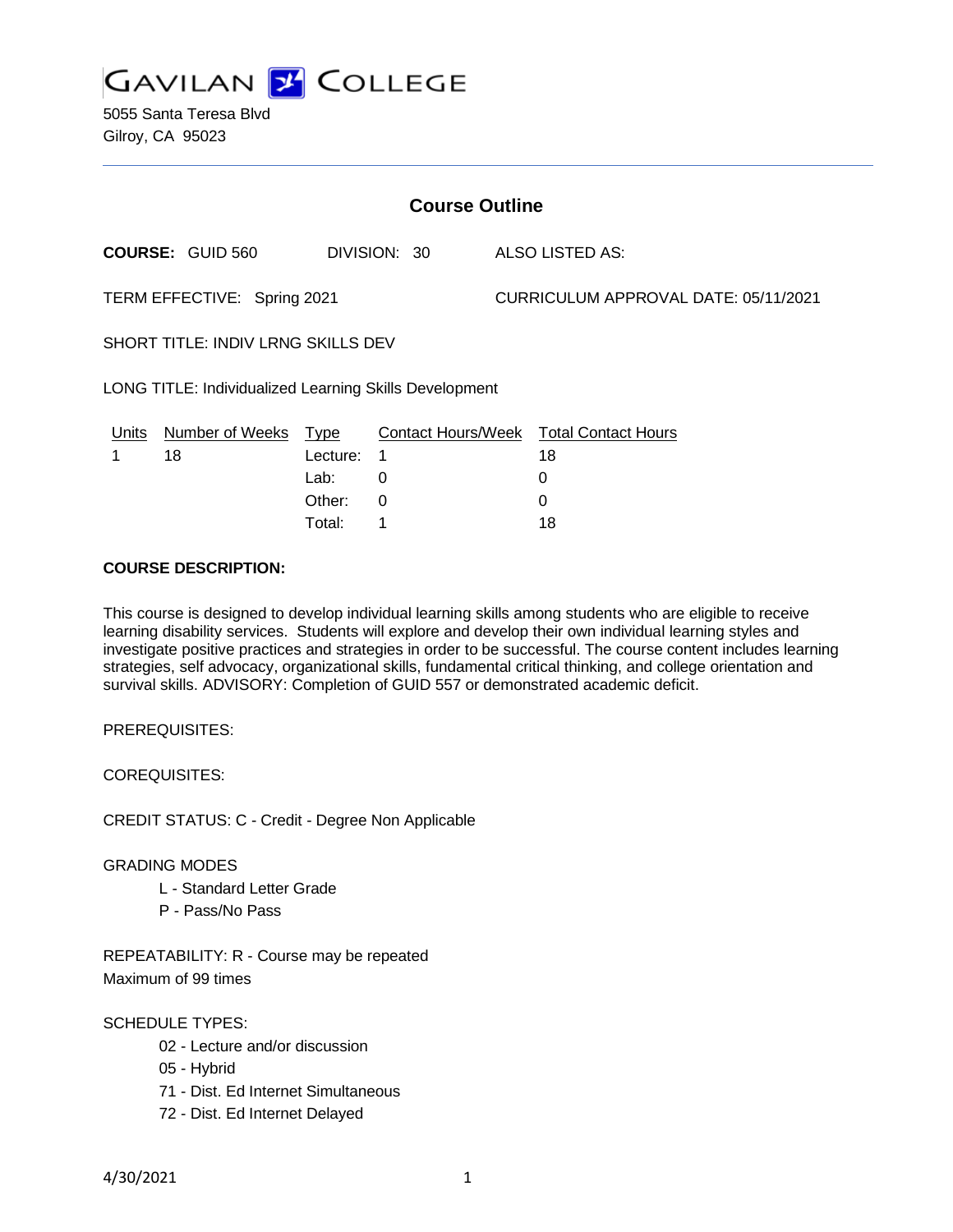# GAVILAN COLLEGE

5055 Santa Teresa Blvd
Gilroy, CA 95023

## Course Outline

**COURSE:** GUID 560 DIVISION: 30 ALSO LISTED AS:

TERM EFFECTIVE: Spring 2021 CURRICULUM APPROVAL DATE: 05/11/2021

SHORT TITLE: INDIV LRNG SKILLS DEV

LONG TITLE: Individualized Learning Skills Development

| Units | Number of Weeks | Type | Contact Hours/Week | Total Contact Hours |
|---|---|---|---|---|
| 1 | 18 | Lecture: | 1 | 18 |
| | | Lab: | 0 | 0 |
| | | Other: | 0 | 0 |
| | | Total: | 1 | 18 |

**COURSE DESCRIPTION:**

This course is designed to develop individual learning skills among students who are eligible to receive learning disability services. Students will explore and develop their own individual learning styles and investigate positive practices and strategies in order to be successful. The course content includes learning strategies, self advocacy, organizational skills, fundamental critical thinking, and college orientation and survival skills. ADVISORY: Completion of GUID 557 or demonstrated academic deficit.

PREREQUISITES:

COREQUISITES:

CREDIT STATUS: C - Credit - Degree Non Applicable

GRADING MODES

- L - Standard Letter Grade
- P - Pass/No Pass

REPEATABILITY: R - Course may be repeated
Maximum of 99 times

SCHEDULE TYPES:

- 02 - Lecture and/or discussion
- 05 - Hybrid
- 71 - Dist. Ed Internet Simultaneous
- 72 - Dist. Ed Internet Delayed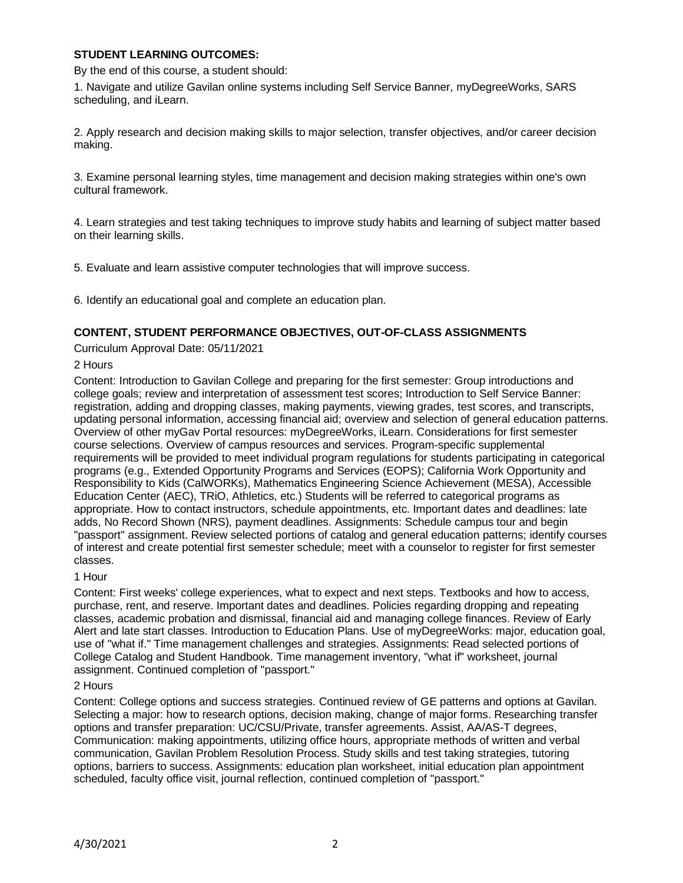**STUDENT LEARNING OUTCOMES:**

By the end of this course, a student should:

1. Navigate and utilize Gavilan online systems including Self Service Banner, myDegreeWorks, SARS scheduling, and iLearn.

2. Apply research and decision making skills to major selection, transfer objectives, and/or career decision making.

3. Examine personal learning styles, time management and decision making strategies within one's own cultural framework.

4. Learn strategies and test taking techniques to improve study habits and learning of subject matter based on their learning skills.

5. Evaluate and learn assistive computer technologies that will improve success.

6. Identify an educational goal and complete an education plan.

**CONTENT, STUDENT PERFORMANCE OBJECTIVES, OUT-OF-CLASS ASSIGNMENTS**

Curriculum Approval Date: 05/11/2021

2 Hours

Content: Introduction to Gavilan College and preparing for the first semester: Group introductions and college goals; review and interpretation of assessment test scores; Introduction to Self Service Banner: registration, adding and dropping classes, making payments, viewing grades, test scores, and transcripts, updating personal information, accessing financial aid; overview and selection of general education patterns. Overview of other myGav Portal resources: myDegreeWorks, iLearn. Considerations for first semester course selections. Overview of campus resources and services. Program-specific supplemental requirements will be provided to meet individual program regulations for students participating in categorical programs (e.g., Extended Opportunity Programs and Services (EOPS); California Work Opportunity and Responsibility to Kids (CalWORKs), Mathematics Engineering Science Achievement (MESA), Accessible Education Center (AEC), TRiO, Athletics, etc.) Students will be referred to categorical programs as appropriate. How to contact instructors, schedule appointments, etc. Important dates and deadlines: late adds, No Record Shown (NRS), payment deadlines. Assignments: Schedule campus tour and begin "passport" assignment. Review selected portions of catalog and general education patterns; identify courses of interest and create potential first semester schedule; meet with a counselor to register for first semester classes.

1 Hour

Content: First weeks' college experiences, what to expect and next steps. Textbooks and how to access, purchase, rent, and reserve. Important dates and deadlines. Policies regarding dropping and repeating classes, academic probation and dismissal, financial aid and managing college finances. Review of Early Alert and late start classes. Introduction to Education Plans. Use of myDegreeWorks: major, education goal, use of "what if." Time management challenges and strategies. Assignments: Read selected portions of College Catalog and Student Handbook. Time management inventory, "what if" worksheet, journal assignment. Continued completion of "passport."

2 Hours

Content: College options and success strategies. Continued review of GE patterns and options at Gavilan. Selecting a major: how to research options, decision making, change of major forms. Researching transfer options and transfer preparation: UC/CSU/Private, transfer agreements. Assist, AA/AS-T degrees, Communication: making appointments, utilizing office hours, appropriate methods of written and verbal communication, Gavilan Problem Resolution Process. Study skills and test taking strategies, tutoring options, barriers to success. Assignments: education plan worksheet, initial education plan appointment scheduled, faculty office visit, journal reflection, continued completion of "passport."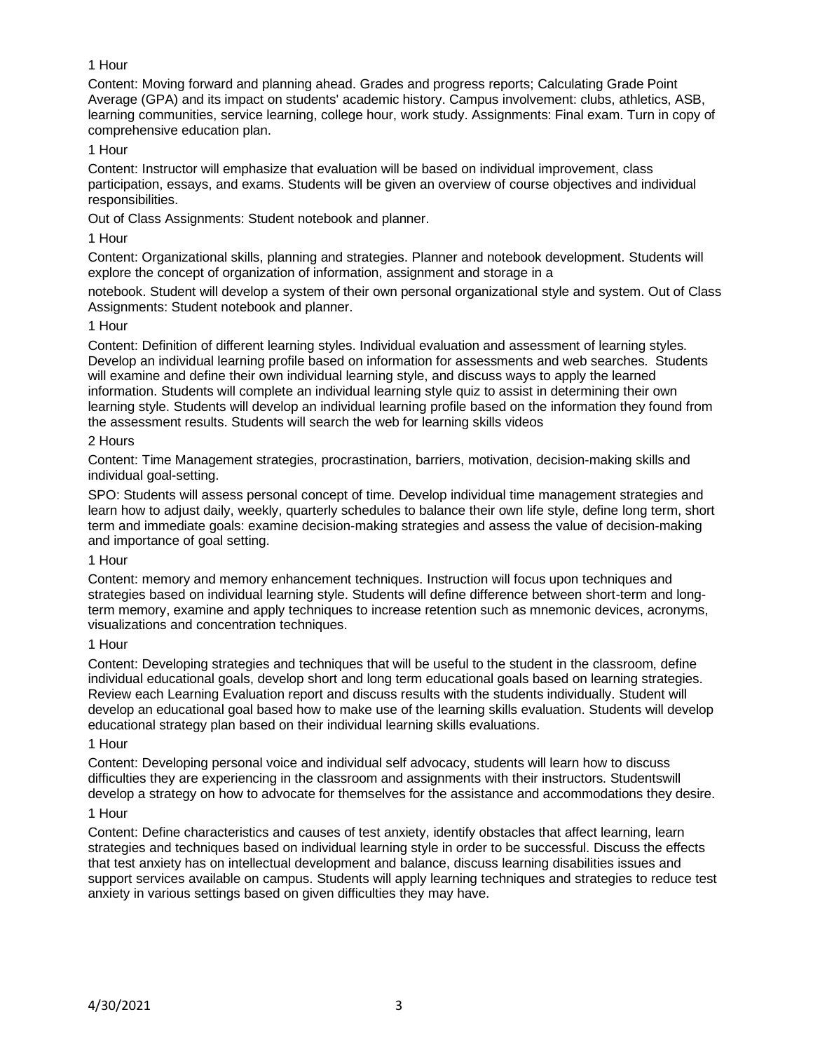1 Hour

Content: Moving forward and planning ahead. Grades and progress reports; Calculating Grade Point Average (GPA) and its impact on students' academic history. Campus involvement: clubs, athletics, ASB, learning communities, service learning, college hour, work study. Assignments: Final exam. Turn in copy of comprehensive education plan.

1 Hour

Content: Instructor will emphasize that evaluation will be based on individual improvement, class participation, essays, and exams. Students will be given an overview of course objectives and individual responsibilities.

Out of Class Assignments: Student notebook and planner.

1 Hour

Content: Organizational skills, planning and strategies. Planner and notebook development. Students will explore the concept of organization of information, assignment and storage in a notebook. Student will develop a system of their own personal organizational style and system. Out of Class Assignments: Student notebook and planner.

1 Hour

Content: Definition of different learning styles. Individual evaluation and assessment of learning styles. Develop an individual learning profile based on information for assessments and web searches. Students will examine and define their own individual learning style, and discuss ways to apply the learned information. Students will complete an individual learning style quiz to assist in determining their own learning style. Students will develop an individual learning profile based on the information they found from the assessment results. Students will search the web for learning skills videos

2 Hours

Content: Time Management strategies, procrastination, barriers, motivation, decision-making skills and individual goal-setting.

SPO: Students will assess personal concept of time. Develop individual time management strategies and learn how to adjust daily, weekly, quarterly schedules to balance their own life style, define long term, short term and immediate goals: examine decision-making strategies and assess the value of decision-making and importance of goal setting.

1 Hour

Content: memory and memory enhancement techniques. Instruction will focus upon techniques and strategies based on individual learning style. Students will define difference between short-term and long-term memory, examine and apply techniques to increase retention such as mnemonic devices, acronyms, visualizations and concentration techniques.

1 Hour

Content: Developing strategies and techniques that will be useful to the student in the classroom, define individual educational goals, develop short and long term educational goals based on learning strategies. Review each Learning Evaluation report and discuss results with the students individually. Student will develop an educational goal based how to make use of the learning skills evaluation. Students will develop educational strategy plan based on their individual learning skills evaluations.

1 Hour

Content: Developing personal voice and individual self advocacy, students will learn how to discuss difficulties they are experiencing in the classroom and assignments with their instructors. Studentswill develop a strategy on how to advocate for themselves for the assistance and accommodations they desire.

1 Hour

Content: Define characteristics and causes of test anxiety, identify obstacles that affect learning, learn strategies and techniques based on individual learning style in order to be successful. Discuss the effects that test anxiety has on intellectual development and balance, discuss learning disabilities issues and support services available on campus. Students will apply learning techniques and strategies to reduce test anxiety in various settings based on given difficulties they may have.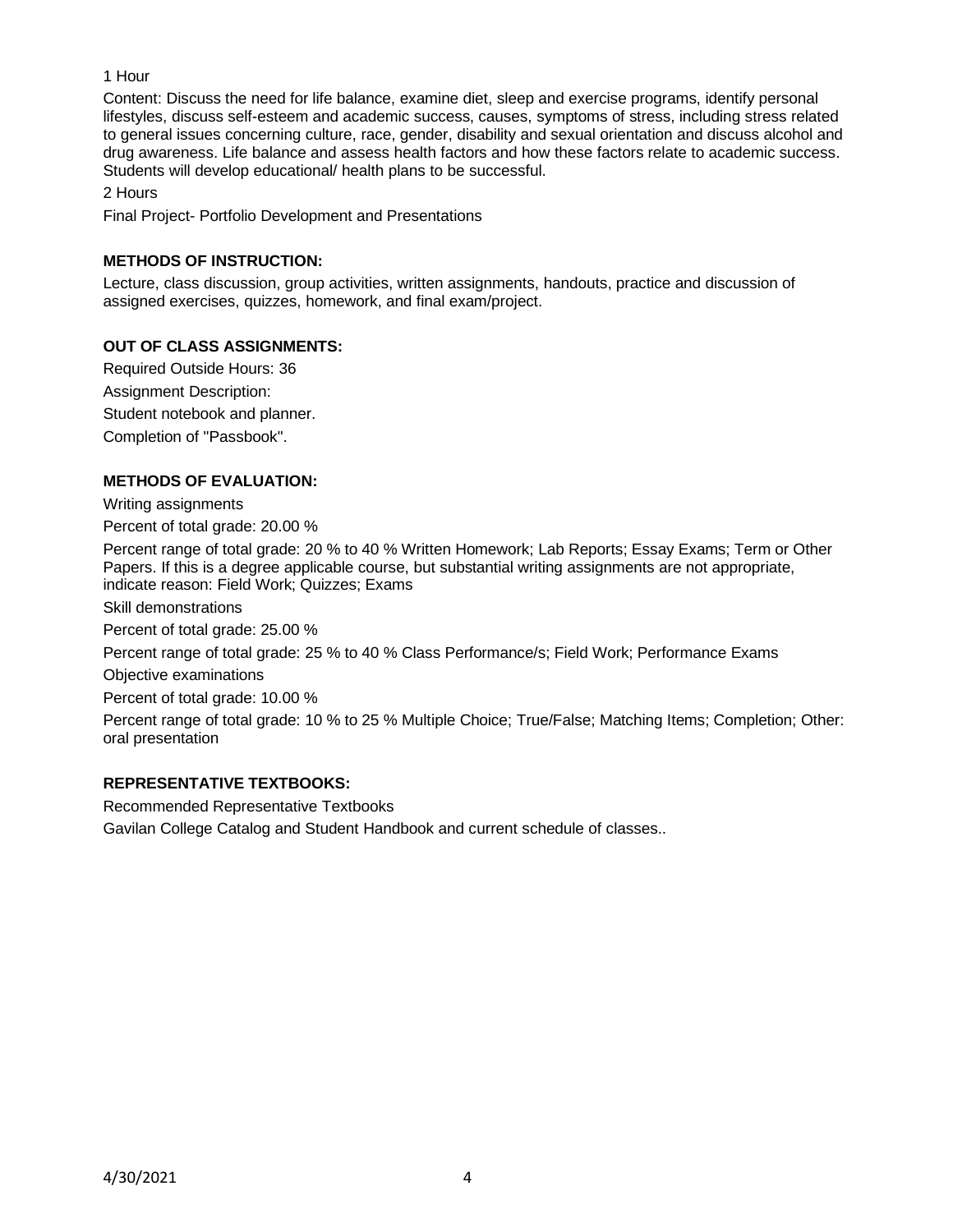1 Hour

Content: Discuss the need for life balance, examine diet, sleep and exercise programs, identify personal lifestyles, discuss self-esteem and academic success, causes, symptoms of stress, including stress related to general issues concerning culture, race, gender, disability and sexual orientation and discuss alcohol and drug awareness. Life balance and assess health factors and how these factors relate to academic success. Students will develop educational/ health plans to be successful.

2 Hours

Final Project- Portfolio Development and Presentations

**METHODS OF INSTRUCTION:**

Lecture, class discussion, group activities, written assignments, handouts, practice and discussion of assigned exercises, quizzes, homework, and final exam/project.

**OUT OF CLASS ASSIGNMENTS:**

Required Outside Hours: 36

Assignment Description:

Student notebook and planner.

Completion of "Passbook".

**METHODS OF EVALUATION:**

Writing assignments

Percent of total grade: 20.00 %

Percent range of total grade: 20 % to 40 % Written Homework; Lab Reports; Essay Exams; Term or Other Papers. If this is a degree applicable course, but substantial writing assignments are not appropriate, indicate reason: Field Work; Quizzes; Exams

Skill demonstrations

Percent of total grade: 25.00 %

Percent range of total grade: 25 % to 40 % Class Performance/s; Field Work; Performance Exams

Objective examinations

Percent of total grade: 10.00 %

Percent range of total grade: 10 % to 25 % Multiple Choice; True/False; Matching Items; Completion; Other: oral presentation

**REPRESENTATIVE TEXTBOOKS:**

Recommended Representative Textbooks

Gavilan College Catalog and Student Handbook and current schedule of classes..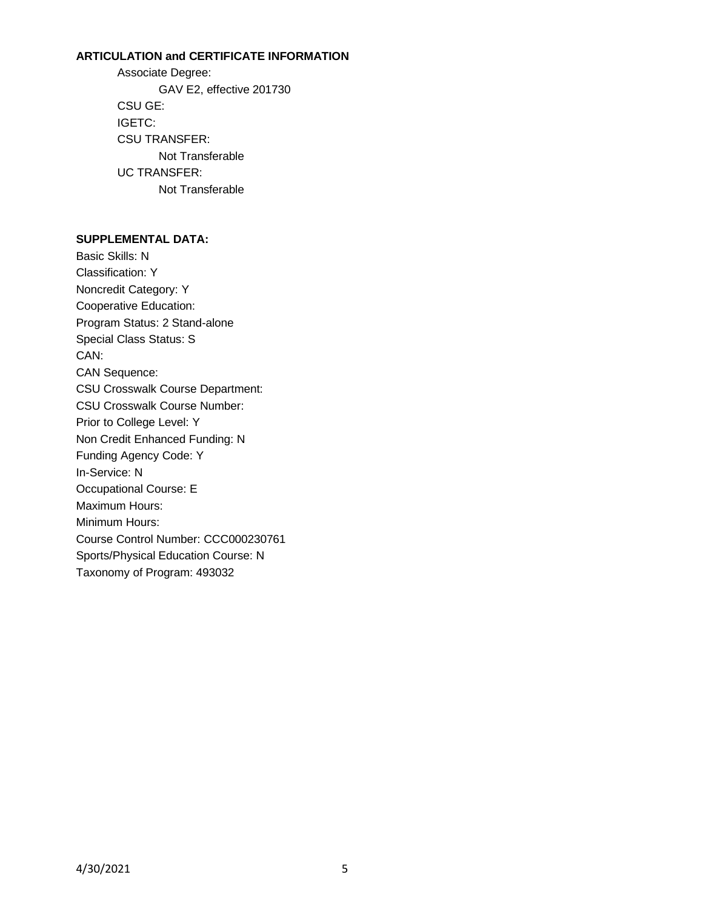**ARTICULATION and CERTIFICATE INFORMATION**

Associate Degree:

GAV E2, effective 201730

CSU GE:

IGETC:

CSU TRANSFER:

Not Transferable

UC TRANSFER:

Not Transferable

**SUPPLEMENTAL DATA:**

Basic Skills: N
Classification: Y
Noncredit Category: Y
Cooperative Education:
Program Status: 2 Stand-alone
Special Class Status: S
CAN:
CAN Sequence:
CSU Crosswalk Course Department:
CSU Crosswalk Course Number:
Prior to College Level: Y
Non Credit Enhanced Funding: N
Funding Agency Code: Y
In-Service: N
Occupational Course: E
Maximum Hours:
Minimum Hours:
Course Control Number: CCC000230761
Sports/Physical Education Course: N
Taxonomy of Program: 493032